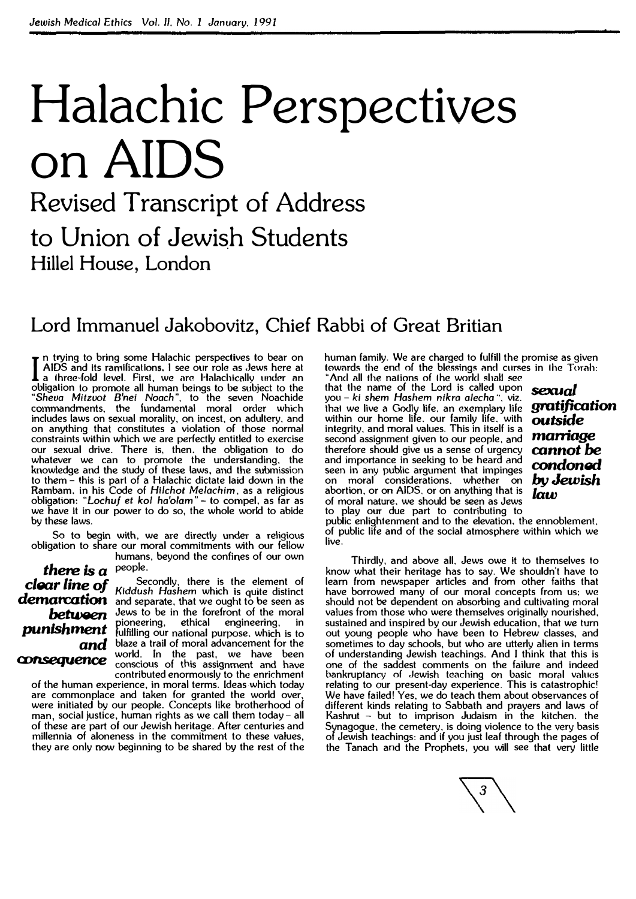// PDF document (id: a663e102c5da), page 1 of 6

# Halachic Perspectives on AIDS

## Revised Transcript of Address to Union of Jewish Students

### Hillel House, London

## Lord Immanuel Jakobovitz, Chief Rabbi of Great Britian

In trying to bring some Halachic perspectives to bear on AIDS and its ramifications, I see our role as Jews here at a three-fold level. First, we are Halachically under an obligation to promote all human beings to be subject to the "*Sheva Mitzvot B'nei Noach*", to the seven Noachide commandments, the fundamental moral order which includes laws on sexual morality, on incest, on adultery, and on anything that constitutes a violation of those normal constraints within which we are perfectly entitled to exercise our sexual drive. There is, then, the obligation to do whatever we can to promote the understanding, the knowledge and the study of these laws, and the submission to them – this is part of a Halachic dictate laid down in the Rambam, in his Code of *Hilchot Melachim*, as a religious obligation: "*Lochuf et kol ha'olam*" – to compel, as far as we have it in our power to do so, the whole world to abide by these laws.

So to begin with, we are directly under a religious obligation to share our moral commitments with our fellow humans, beyond the confines of our own people.

***there is a clear line of demarcation between punishment and consequence***

Secondly, there is the element of *Kiddush Hashem* which is quite distinct and separate, that we ought to be seen as Jews to be in the forefront of the moral pioneering, ethical engineering, in fulfilling our national purpose, which is to blaze a trail of moral advancement for the world. In the past, we have been conscious of this assignment and have contributed enormously to the enrichment of the human experience, in moral terms. Ideas which today are commonplace and taken for granted the world over, were initiated by our people. Concepts like brotherhood of man, social justice, human rights as we call them today – all of these are part of our Jewish heritage. After centuries and millennia of aloneness in the commitment to these values, they are only now beginning to be shared by the rest of the human family. We are charged to fulfill the promise as given towards the end of the blessings and curses in the Torah: "And all the nations of the world shall see that the name of the Lord is called upon you – *ki shem Hashem nikra alecha*", viz. that we live a Godly life, an exemplary life within our home life, our family life, with integrity, and moral values. This in itself is a second assignment given to our people, and therefore should give us a sense of urgency and importance in seeking to be heard and seen in any public argument that impinges on moral considerations, whether on abortion, or on AIDS, or on anything that is of moral nature, we should be seen as Jews to play our due part to contributing to public enlightenment and to the elevation, the ennoblement, of public life and of the social atmosphere within which we live.

***sexual gratification outside marriage cannot be condoned by Jewish law***

Thirdly, and above all, Jews owe it to themselves to know what their heritage has to say. We shouldn't have to learn from newspaper articles and from other faiths that have borrowed many of our moral concepts from us; we should not be dependent on absorbing and cultivating moral values from those who were themselves originally nourished, sustained and inspired by our Jewish education, that we turn out young people who have been to Hebrew classes, and sometimes to day schools, but who are utterly alien in terms of understanding Jewish teachings. And I think that this is one of the saddest comments on the failure and indeed bankruptcy of Jewish teaching on basic moral values relating to our present-day experience. This is catastrophic! We have failed! Yes, we do teach them about observances of different kinds relating to Sabbath and prayers and laws of Kashrut – but to imprison Judaism in the kitchen, the Synagogue, the cemetery, is doing violence to the very basis of Jewish teachings: and if you just leaf through the pages of the Tanach and the Prophets, you will see that very little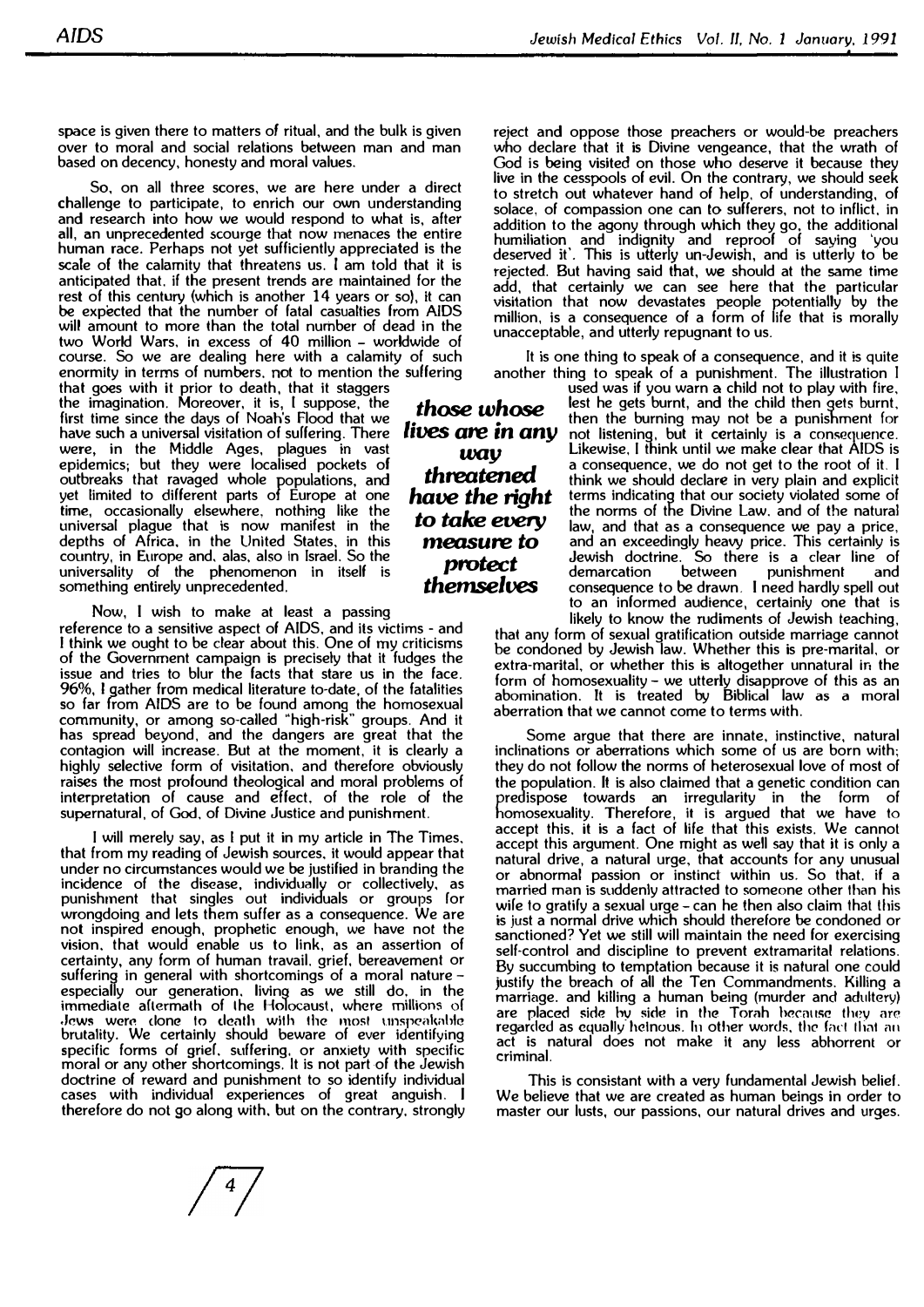space is given there to matters of ritual, and the bulk is given over to moral and social relations between man and man based on decency, honesty and moral values.

So, on all three scores, we are here under a direct challenge to participate, to enrich our own understanding and research into how we would respond to what is, after all, an unprecedented scourge that now menaces the entire human race. Perhaps not yet sufficiently appreciated is the scale of the calamity that threatens us. I am told that it is anticipated that, if the present trends are maintained for the rest of this century (which is another 14 years or so), it can be expected that the number of fatal casualties from AIDS will amount to more than the total number of dead in the two World Wars, in excess of 40 million – worldwide of course. So we are dealing here with a calamity of such enormity in terms of numbers, not to mention the suffering that goes with it prior to death, that it staggers the imagination. Moreover, it is, I suppose, the first time since the days of Noah's Flood that we have such a universal visitation of suffering. There were, in the Middle Ages, plagues in vast epidemics; but they were localised pockets of outbreaks that ravaged whole populations, and yet limited to different parts of Europe at one time, occasionally elsewhere, nothing like the universal plague that is now manifest in the depths of Africa, in the United States, in this country, in Europe and, alas, also in Israel. So the universality of the phenomenon in itself is something entirely unprecedented.

Now, I wish to make at least a passing reference to a sensitive aspect of AIDS, and its victims - and I think we ought to be clear about this. One of my criticisms of the Government campaign is precisely that it fudges the issue and tries to blur the facts that stare us in the face. 96%, I gather from medical literature to-date, of the fatalities so far from AIDS are to be found among the homosexual community, or among so-called "high-risk" groups. And it has spread beyond, and the dangers are great that the contagion will increase. But at the moment, it is clearly a highly selective form of visitation, and therefore obviously raises the most profound theological and moral problems of interpretation of cause and effect, of the role of the supernatural, of God, of Divine Justice and punishment.

I will merely say, as I put it in my article in The Times, that from my reading of Jewish sources, it would appear that under no circumstances would we be justified in branding the incidence of the disease, individually or collectively, as punishment that singles out individuals or groups for wrongdoing and lets them suffer as a consequence. We are not inspired enough, prophetic enough, we have not the vision, that would enable us to link, as an assertion of certainty, any form of human travail, grief, bereavement or suffering in general with shortcomings of a moral nature – especially our generation, living as we still do, in the immediate aftermath of the Holocaust, where millions of Jews were done to death with the most unspeakable brutality. We certainly should beware of ever identifying specific forms of grief, suffering, or anxiety with specific moral or any other shortcomings. It is not part of the Jewish doctrine of reward and punishment to so identify individual cases with individual experiences of great anguish. I therefore do not go along with, but on the contrary, strongly reject and oppose those preachers or would-be preachers who declare that it is Divine vengeance, that the wrath of God is being visited on those who deserve it because they live in the cesspools of evil. On the contrary, we should seek to stretch out whatever hand of help, of understanding, of solace, of compassion one can to sufferers, not to inflict, in addition to the agony through which they go, the additional humiliation and indignity and reproof of saying 'you deserved it'. This is utterly un-Jewish, and is utterly to be rejected. But having said that, we should at the same time add, that certainly we can see here that the particular visitation that now devastates people potentially by the million, is a consequence of a form of life that is morally unacceptable, and utterly repugnant to us.

**_those whose lives are in any way threatened have the right to take every measure to protect themselves_**

It is one thing to speak of a consequence, and it is quite another thing to speak of a punishment. The illustration I used was if you warn a child not to play with fire, lest he gets burnt, and the child then gets burnt, then the burning may not be a punishment for not listening, but it certainly is a consequence. Likewise, I think until we make clear that AIDS is a consequence, we do not get to the root of it. I think we should declare in very plain and explicit terms indicating that our society violated some of the norms of the Divine Law, and of the natural law, and that as a consequence we pay a price, and an exceedingly heavy price. This certainly is Jewish doctrine. So there is a clear line of demarcation between punishment and consequence to be drawn. I need hardly spell out to an informed audience, certainly one that is likely to know the rudiments of Jewish teaching, that any form of sexual gratification outside marriage cannot be condoned by Jewish law. Whether this is pre-marital, or extra-marital, or whether this is altogether unnatural in the form of homosexuality – we utterly disapprove of this as an abomination. It is treated by Biblical law as a moral aberration that we cannot come to terms with.

Some argue that there are innate, instinctive, natural inclinations or aberrations which some of us are born with; they do not follow the norms of heterosexual love of most of the population. It is also claimed that a genetic condition can predispose towards an irregularity in the form of homosexuality. Therefore, it is argued that we have to accept this, it is a fact of life that this exists. We cannot accept this argument. One might as well say that it is only a natural drive, a natural urge, that accounts for any unusual or abnormal passion or instinct within us. So that, if a married man is suddenly attracted to someone other than his wife to gratify a sexual urge – can he then also claim that this is just a normal drive which should therefore be condoned or sanctioned? Yet we still will maintain the need for exercising self-control and discipline to prevent extramarital relations. By succumbing to temptation because it is natural one could justify the breach of all the Ten Commandments. Killing a marriage, and killing a human being (murder and adultery) are placed side by side in the Torah because they are regarded as equally heinous. In other words, the fact that an act is natural does not make it any less abhorrent or criminal.

This is consistant with a very fundamental Jewish belief. We believe that we are created as human beings in order to master our lusts, our passions, our natural drives and urges.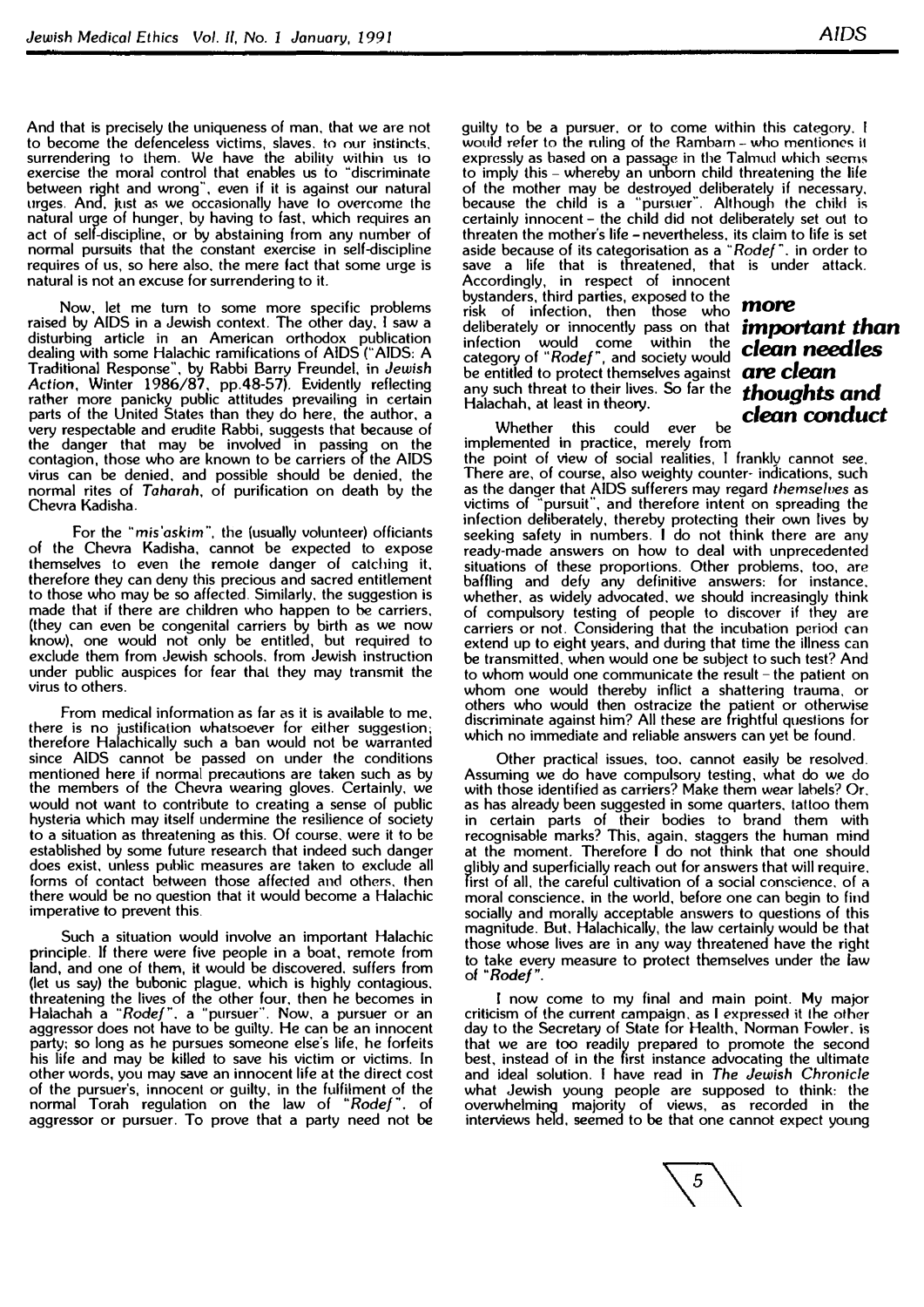And that is precisely the uniqueness of man, that we are not to become the defenceless victims, slaves, to our instincts, surrendering to them. We have the ability within us to exercise the moral control that enables us to "discriminate between right and wrong", even if it is against our natural urges. And, just as we occasionally have to overcome the natural urge of hunger, by having to fast, which requires an act of self-discipline, or by abstaining from any number of normal pursuits that the constant exercise in self-discipline requires of us, so here also, the mere fact that some urge is natural is not an excuse for surrendering to it.

Now, let me turn to some more specific problems raised by AIDS in a Jewish context. The other day, I saw a disturbing article in an American orthodox publication dealing with some Halachic ramifications of AIDS ("AIDS: A Traditional Response", by Rabbi Barry Freundel, in *Jewish Action*, Winter 1986/87, pp.48-57). Evidently reflecting rather more panicky public attitudes prevailing in certain parts of the United States than they do here, the author, a very respectable and erudite Rabbi, suggests that because of the danger that may be involved in passing on the contagion, those who are known to be carriers of the AIDS virus can be denied, and possible should be denied, the normal rites of *Taharah*, of purification on death by the Chevra Kadisha.

For the "*mis'askim*", the (usually volunteer) officiants of the Chevra Kadisha, cannot be expected to expose themselves to even the remote danger of catching it, therefore they can deny this precious and sacred entitlement to those who may be so affected. Similarly, the suggestion is made that if there are children who happen to be carriers, (they can even be congenital carriers by birth as we now know), one would not only be entitled, but required to exclude them from Jewish schools, from Jewish instruction under public auspices for fear that they may transmit the virus to others.

From medical information as far as it is available to me, there is no justification whatsoever for either suggestion; therefore Halachically such a ban would not be warranted since AIDS cannot be passed on under the conditions mentioned here if normal precautions are taken such as by the members of the Chevra wearing gloves. Certainly, we would not want to contribute to creating a sense of public hysteria which may itself undermine the resilience of society to a situation as threatening as this. Of course, were it to be established by some future research that indeed such danger does exist, unless public measures are taken to exclude all forms of contact between those affected and others, then there would be no question that it would become a Halachic imperative to prevent this.

Such a situation would involve an important Halachic principle. If there were five people in a boat, remote from land, and one of them, it would be discovered, suffers from (let us say) the bubonic plague, which is highly contagious, threatening the lives of the other four, then he becomes in Halachah a "*Rodef*", a "pursuer". Now, a pursuer or an aggressor does not have to be guilty. He can be an innocent party; so long as he pursues someone else's life, he forfeits his life and may be killed to save his victim or victims. In other words, you may save an innocent life at the direct cost of the pursuer's, innocent or guilty, in the fulfilment of the normal Torah regulation on the law of "*Rodef*", of aggressor or pursuer. To prove that a party need not be guilty to be a pursuer, or to come within this category, I would refer to the ruling of the Rambam – who mentions it expressly as based on a passage in the Talmud which seems to imply this – whereby an unborn child threatening the life of the mother may be destroyed deliberately if necessary, because the child is a "pursuer". Although the child is certainly innocent – the child did not deliberately set out to threaten the mother's life – nevertheless, its claim to life is set aside because of its categorisation as a "*Rodef*", in order to save a life that is threatened, that is under attack. Accordingly, in respect of innocent bystanders, third parties, exposed to the risk of infection, then those who deliberately or innocently pass on that infection would come within the category of "*Rodef*", and society would be entitled to protect themselves against any such threat to their lives. So far the Halachah, at least in theory.

***more important than clean needles are clean thoughts and clean conduct***

Whether this could ever be implemented in practice, merely from the point of view of social realities, I frankly cannot see. There are, of course, also weighty counter- indications, such as the danger that AIDS sufferers may regard *themselves* as victims of "pursuit", and therefore intent on spreading the infection deliberately, thereby protecting their own lives by seeking safety in numbers. I do not think there are any ready-made answers on how to deal with unprecedented situations of these proportions. Other problems, too, are baffling and defy any definitive answers: for instance, whether, as widely advocated, we should increasingly think of compulsory testing of people to discover if they are carriers or not. Considering that the incubation period can extend up to eight years, and during that time the illness can be transmitted, when would one be subject to such test? And to whom would one communicate the result – the patient on whom one would thereby inflict a shattering trauma, or others who would then ostracize the patient or otherwise discriminate against him? All these are frightful questions for which no immediate and reliable answers can yet be found.

Other practical issues, too, cannot easily be resolved. Assuming we do have compulsory testing, what do we do with those identified as carriers? Make them wear labels? Or, as has already been suggested in some quarters, tattoo them in certain parts of their bodies to brand them with recognisable marks? This, again, staggers the human mind at the moment. Therefore I do not think that one should glibly and superficially reach out for answers that will require, first of all, the careful cultivation of a social conscience, of a moral conscience, in the world, before one can begin to find socially and morally acceptable answers to questions of this magnitude. But, Halachically, the law certainly would be that those whose lives are in any way threatened have the right to take every measure to protect themselves under the law of "*Rodef*".

I now come to my final and main point. My major criticism of the current campaign, as I expressed it the other day to the Secretary of State for Health, Norman Fowler, is that we are too readily prepared to promote the second best, instead of in the first instance advocating the ultimate and ideal solution. I have read in *The Jewish Chronicle* what Jewish young people are supposed to think: the overwhelming majority of views, as recorded in the interviews held, seemed to be that one cannot expect young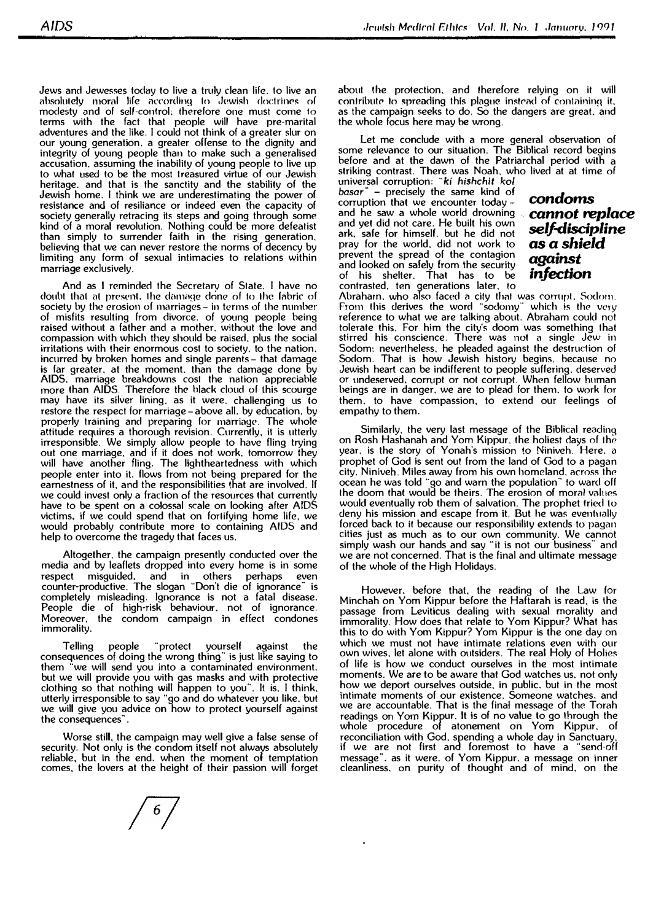Jews and Jewesses today to live a truly clean life, to live an absolutely moral life according to Jewish doctrines of modesty and of self-control; therefore one must come to terms with the fact that people will have pre-marital adventures and the like. I could not think of a greater slur on our young generation, a greater offense to the dignity and integrity of young people than to make such a generalised accusation, assuming the inability of young people to live up to what used to be the most treasured virtue of our Jewish heritage, and that is the sanctity and the stability of the Jewish home. I think we are underestimating the power of resistance and of resiliance or indeed even the capacity of society generally retracing its steps and going through some kind of a moral revolution. Nothing could be more defeatist than simply to surrender faith in the rising generation, believing that we can never restore the norms of decency by limiting any form of sexual intimacies to relations within marriage exclusively.

And as I reminded the Secretary of State, I have no doubt that at present, the damage done of to the fabric of society by the erosion of marriages – in terms of the number of misfits resulting from divorce, of young people being raised without a father and a mother, without the love and compassion with which they should be raised, plus the social irritations with their enormous cost to society, to the nation, incurred by broken homes and single parents – that damage is far greater, at the moment, than the damage done by AIDS, marriage breakdowns cost the nation appreciable more than AIDS. Therefore the black cloud of this scourge may have its silver lining, as it were, challenging us to restore the respect for marriage – above all, by education, by properly training and preparing for marriage. The whole attitude requires a thorough revision. Currently, it is utterly irresponsible. We simply allow people to have fling trying out one marriage, and if it does not work, tomorrow they will have another fling. The lightheartedness with which people enter into it, flows from not being prepared for the earnestness of it, and the responsibilities that are involved. If we could invest only a fraction of the resources that currently have to be spent on a colossal scale on looking after AIDS victims, if we could spend that on fortifying home life, we would probably contribute more to containing AIDS and help to overcome the tragedy that faces us.

Altogether, the campaign presently conducted over the media and by leaflets dropped into every home is in some respect misguided, and in others perhaps even counter-productive. The slogan "Don't die of ignorance" is completely misleading. Ignorance is not a fatal disease. People die of high-risk behaviour, not of ignorance. Moreover, the condom campaign in effect condones immorality.

Telling people "protect yourself against the consequences of doing the wrong thing" is just like saying to them "we will send you into a contaminated environment, but we will provide you with gas masks and with protective clothing so that nothing will happen to you". It is, I think, utterly irresponsible to say "go and do whatever you like, but we will give you advice on how to protect yourself against the consequences".

Worse still, the campaign may well give a false sense of security. Not only is the condom itself not always absolutely reliable, but in the end, when the moment of temptation comes, the lovers at the height of their passion will forget about the protection, and therefore relying on it will contribute to spreading this plague instead of containing it, as the campaign seeks to do. So the dangers are great, and the whole focus here may be wrong.

Let me conclude with a more general observation of some relevance to our situation. The Biblical record begins before and at the dawn of the Patriarchal period with a striking contrast. There was Noah, who lived at at time of universal corruption: "*ki hishchit kol basar*" – precisely the same kind of corruption that we encounter today – and he saw a whole world drowning and yet did not care. He built his own ark, safe for himself, but he did not pray for the world, did not work to prevent the spread of the contagion and looked on safely from the security of his shelter. That has to be contrasted, ten generations later, to Abraham, who also faced a city that was corrupt, Sodom. From this derives the word "sodomy" which is the very reference to what we are talking about. Abraham could not tolerate this. For him the city's doom was something that stirred his conscience. There was not a single Jew in Sodom; nevertheless, he pleaded against the destruction of Sodom. That is how Jewish history begins, because no Jewish heart can be indifferent to people suffering, deserved or undeserved, corrupt or not corrupt. When fellow human beings are in danger, we are to plead for them, to work for them, to have compassion, to extend our feelings of empathy to them.

***condoms cannot replace self-discipline as a shield against infection***

Similarly, the very last message of the Biblical reading on Rosh Hashanah and Yom Kippur, the holiest days of the year, is the story of Yonah's mission to Niniveh. Here, a prophet of God is sent out from the land of God to a pagan city, Niniveh. Miles away from his own homeland, across the ocean he was told "go and warn the population" to ward off the doom that would be theirs. The erosion of moral values would eventually rob them of salvation. The prophet tried to deny his mission and escape from it. But he was eventually forced back to it because our responsibility extends to pagan cities just as much as to our own community. We cannot simply wash our hands and say "it is not our business" and we are not concerned. That is the final and ultimate message of the whole of the High Holidays.

However, before that, the reading of the Law for Minchah on Yom Kippur before the Haftarah is read, is the passage from Leviticus dealing with sexual morality and immorality. How does that relate to Yom Kippur? What has this to do with Yom Kippur? Yom Kippur is the one day on which we must not have intimate relations even with our own wives, let alone with outsiders. The real Holy of Holies of life is how we conduct ourselves in the most intimate moments. We are to be aware that God watches us, not only how we deport ourselves outside, in public, but in the most intimate moments of our existence. Someone watches, and we are accountable. That is the final message of the Torah readings on Yom Kippur. It is of no value to go through the whole procedure of atonement on Yom Kippur, of reconciliation with God, spending a whole day in Sanctuary, if we are not first and foremost to have a "send-off message", as it were, of Yom Kippur, a message on inner cleanliness, on purity of thought and of mind, on the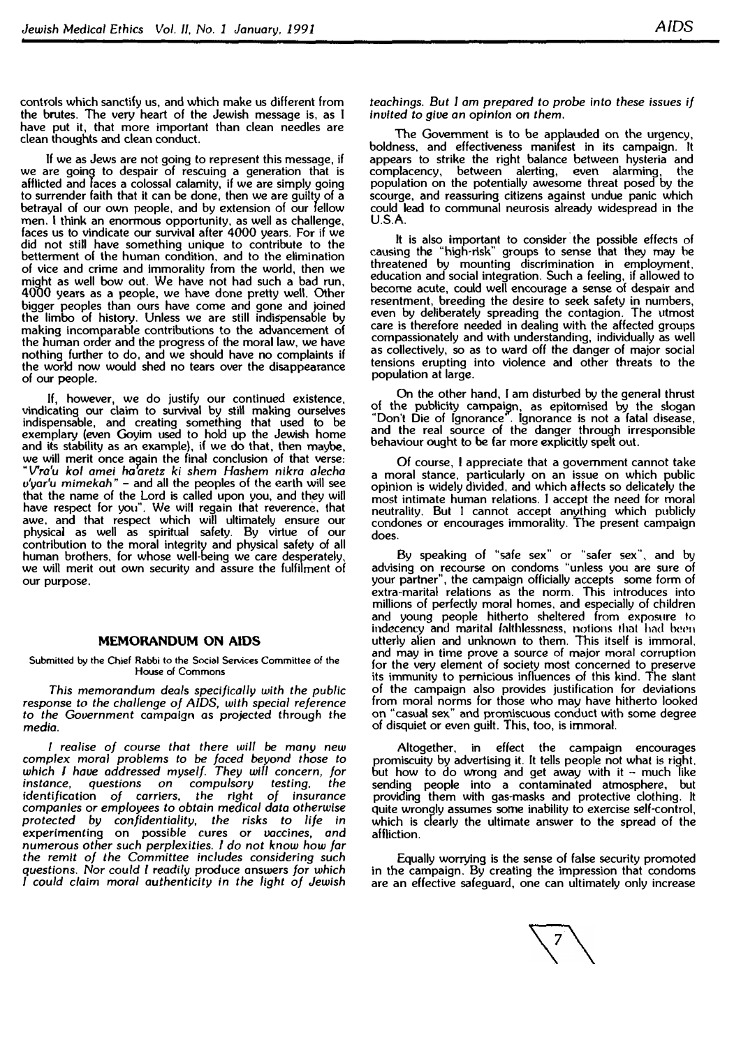controls which sanctify us, and which make us different from the brutes. The very heart of the Jewish message is, as I have put it, that more important than clean needles are clean thoughts and clean conduct.

If we as Jews are not going to represent this message, if we are going to despair of rescuing a generation that is afflicted and faces a colossal calamity, if we are simply going to surrender faith that it can be done, then we are guilty of a betrayal of our own people, and by extension of our fellow men. I think an enormous opportunity, as well as challenge, faces us to vindicate our survival after 4000 years. For if we did not still have something unique to contribute to the betterment of the human condition, and to the elimination of vice and crime and immorality from the world, then we might as well bow out. We have not had such a bad run, 4000 years as a people, we have done pretty well. Other bigger peoples than ours have come and gone and joined the limbo of history. Unless we are still indispensable by making incomparable contributions to the advancement of the human order and the progress of the moral law, we have nothing further to do, and we should have no complaints if the world now would shed no tears over the disappearance of our people.

If, however, we do justify our continued existence, vindicating our claim to survival by still making ourselves indispensable, and creating something that used to be exemplary (even Goyim used to hold up the Jewish home and its stability as an example), if we do that, then maybe, we will merit once again the final conclusion of that verse: "*V'ra'u kol amei ha'aretz ki shem Hashem nikra alecha v'yar'u mimekah*" – and all the peoples of the earth will see that the name of the Lord is called upon you, and they will have respect for you". We will regain that reverence, that awe, and that respect which will ultimately ensure our physical as well as spiritual safety. By virtue of our contribution to the moral integrity and physical safety of all human brothers, for whose well-being we care desperately, we will merit out own security and assure the fulfilment of our purpose.

## MEMORANDUM ON AIDS

Submitted by the Chief Rabbi to the Social Services Committee of the House of Commons

*This memorandum deals specifically with the public response to the challenge of AIDS, with special reference to the Government campaign as projected through the media.*

*I realise of course that there will be many new complex moral problems to be faced beyond those to which I have addressed myself. They will concern, for instance, questions on compulsory testing, the identification of carriers, the right of insurance companies or employees to obtain medical data otherwise protected by confidentiality, the risks to life in experimenting on possible cures or vaccines, and numerous other such perplexities. I do not know how far the remit of the Committee includes considering such questions. Nor could I readily produce answers for which I could claim moral authenticity in the light of Jewish teachings. But I am prepared to probe into these issues if invited to give an opinion on them.*

The Government is to be applauded on the urgency, boldness, and effectiveness manifest in its campaign. It appears to strike the right balance between hysteria and complacency, between alerting, even alarming, the population on the potentially awesome threat posed by the scourge, and reassuring citizens against undue panic which could lead to communal neurosis already widespread in the U.S.A.

It is also important to consider the possible effects of causing the "high-risk" groups to sense that they may be threatened by mounting discrimination in employment, education and social integration. Such a feeling, if allowed to become acute, could well encourage a sense of despair and resentment, breeding the desire to seek safety in numbers, even by deliberately spreading the contagion. The utmost care is therefore needed in dealing with the affected groups compassionately and with understanding, individually as well as collectively, so as to ward off the danger of major social tensions erupting into violence and other threats to the population at large.

On the other hand, I am disturbed by the general thrust of the publicity campaign, as epitomised by the slogan "Don't Die of Ignorance". Ignorance is not a fatal disease, and the real source of the danger through irresponsible behaviour ought to be far more explicitly spelt out.

Of course, I appreciate that a government cannot take a moral stance, particularly on an issue on which public opinion is widely divided, and which affects so delicately the most intimate human relations. I accept the need for moral neutrality. But I cannot accept anything which publicly condones or encourages immorality. The present campaign does.

By speaking of "safe sex" or "safer sex", and by advising on recourse on condoms "unless you are sure of your partner", the campaign officially accepts some form of extra-marital relations as the norm. This introduces into millions of perfectly moral homes, and especially of children and young people hitherto sheltered from exposure to indecency and marital faithlessness, notions that had been utterly alien and unknown to them. This itself is immoral, and may in time prove a source of major moral corruption for the very element of society most concerned to preserve its immunity to pernicious influences of this kind. The slant of the campaign also provides justification for deviations from moral norms for those who may have hitherto looked on "casual sex" and promiscuous conduct with some degree of disquiet or even guilt. This, too, is immoral.

Altogether, in effect the campaign encourages promiscuity by advertising it. It tells people not what is right, but how to do wrong and get away with it – much like sending people into a contaminated atmosphere, but providing them with gas-masks and protective clothing. It quite wrongly assumes some inability to exercise self-control, which is clearly the ultimate answer to the spread of the affliction.

Equally worrying is the sense of false security promoted in the campaign. By creating the impression that condoms are an effective safeguard, one can ultimately only increase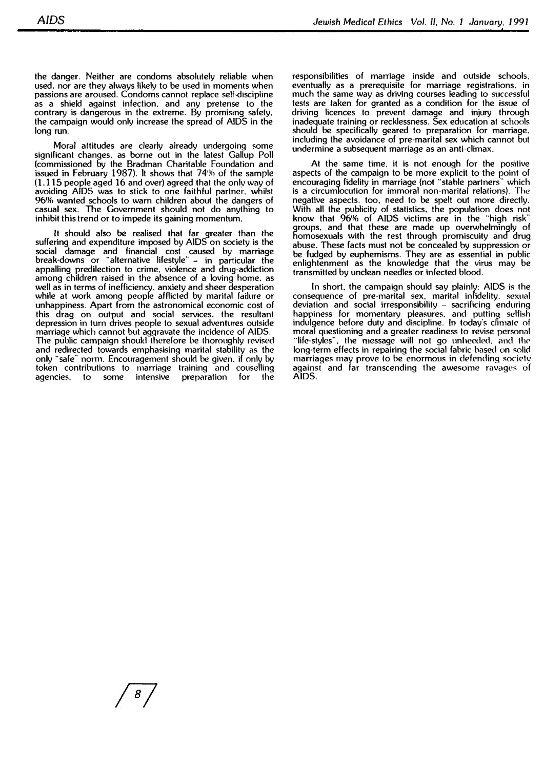the danger. Neither are condoms absolutely reliable when used, nor are they always likely to be used in moments when passions are aroused. Condoms cannot replace self-discipline as a shield against infection, and any pretense to the contrary is dangerous in the extreme. By promising safety, the campaign would only increase the spread of AIDS in the long run.

Moral attitudes are clearly already undergoing some significant changes, as borne out in the latest Gallup Poll (commissioned by the Bradman Charitable Foundation and issued in February 1987). It shows that 74% of the sample (1,115 people aged 16 and over) agreed that the only way of avoiding AIDS was to stick to one faithful partner, whilst 96% wanted schools to warn children about the dangers of casual sex. The Government should not do anything to inhibit this trend or to impede its gaining momentum.

It should also be realised that far greater than the suffering and expenditure imposed by AIDS on society is the social damage and financial cost caused by marriage break-downs or "alternative lifestyle" – in particular the appalling predilection to crime, violence and drug-addiction among children raised in the absence of a loving home, as well as in terms of inefficiency, anxiety and sheer desperation while at work among people afflicted by marital failure or unhappiness. Apart from the astronomical economic cost of this drag on output and social services, the resultant depression in turn drives people to sexual adventures outside marriage which cannot but aggravate the incidence of AIDS. The public campaign should therefore be thoroughly revised and redirected towards emphasising marital stability as the only "safe" norm. Encouragement should be given, if only by token contributions to marriage training and couselling agencies, to some intensive preparation for the responsibilities of marriage inside and outside schools, eventually as a prerequisite for marriage registrations, in much the same way as driving courses leading to successful tests are taken for granted as a condition for the issue of driving licences to prevent damage and injury through inadequate training or recklessness. Sex education at schools should be specifically geared to preparation for marriage, including the avoidance of pre-marital sex which cannot but undermine a subsequent marriage as an anti-climax.

At the same time, it is not enough for the positive aspects of the campaign to be more explicit to the point of encouraging fidelity in marriage (not "stable partners" which is a circumlocution for immoral non-marital relations). The negative aspects, too, need to be spelt out more directly. With all the publicity of statistics, the population does not know that 96% of AIDS victims are in the "high risk" groups, and that these are made up overwhelmingly of homosexuals with the rest through promiscuity and drug abuse. These facts must not be concealed by suppression or be fudged by euphemisms. They are as essential in public enlightenment as the knowledge that the virus may be transmitted by unclean needles or infected blood.

In short, the campaign should say plainly: AIDS is the consequence of pre-marital sex, marital infidelity, sexual deviation and social irresponsibility – sacrificing enduring happiness for momentary pleasures, and putting selfish indulgence before duty and discipline. In today's climate of moral questioning and a greater readiness to revise personal "life-styles", the message will not go unheeded, and the long-term effects in repairing the social fabric based on solid marriages may prove to be enormous in defending society against and far transcending the awesome ravages of AIDS.